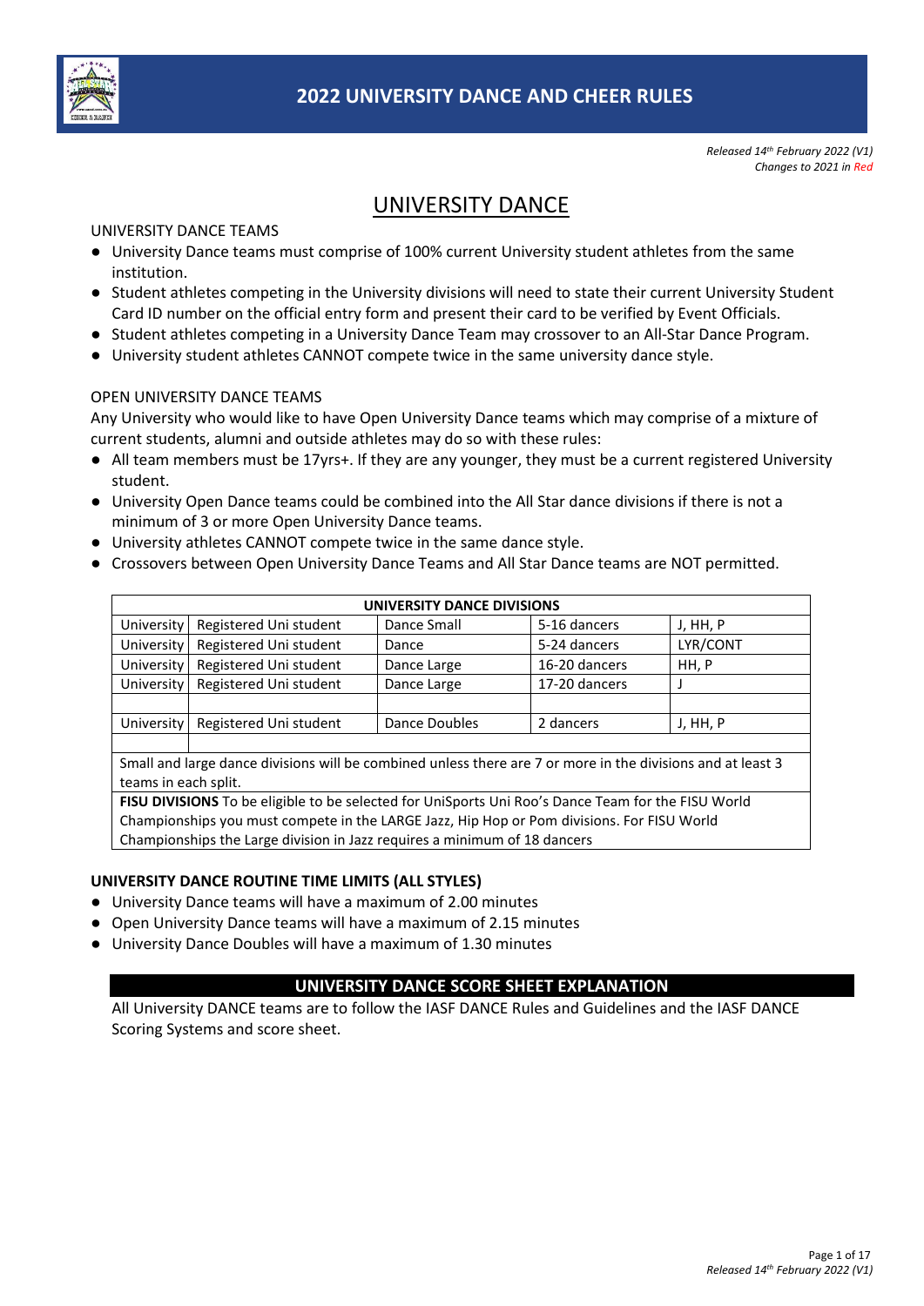# 2022 UNIVERSITY DANCE AND CHEER RULES

*Released 14th February 2022 (V1)*
*Changes to 2021 in Red*

## UNIVERSITY DANCE

UNIVERSITY DANCE TEAMS

- University Dance teams must comprise of 100% current University student athletes from the same institution.
- Student athletes competing in the University divisions will need to state their current University Student Card ID number on the official entry form and present their card to be verified by Event Officials.
- Student athletes competing in a University Dance Team may crossover to an All-Star Dance Program.
- University student athletes CANNOT compete twice in the same university dance style.

OPEN UNIVERSITY DANCE TEAMS

Any University who would like to have Open University Dance teams which may comprise of a mixture of current students, alumni and outside athletes may do so with these rules:

- All team members must be 17yrs+. If they are any younger, they must be a current registered University student.
- University Open Dance teams could be combined into the All Star dance divisions if there is not a minimum of 3 or more Open University Dance teams.
- University athletes CANNOT compete twice in the same dance style.
- Crossovers between Open University Dance Teams and All Star Dance teams are NOT permitted.

| UNIVERSITY DANCE DIVISIONS | | | | |
|---|---|---|---|---|
| University | Registered Uni student | Dance Small | 5-16 dancers | J, HH, P |
| University | Registered Uni student | Dance | 5-24 dancers | LYR/CONT |
| University | Registered Uni student | Dance Large | 16-20 dancers | HH, P |
| University | Registered Uni student | Dance Large | 17-20 dancers | J |
| | | | | |
| University | Registered Uni student | Dance Doubles | 2 dancers | J, HH, P |
| | | | | |
| Small and large dance divisions will be combined unless there are 7 or more in the divisions and at least 3 teams in each split. | | | | |
| **FISU DIVISIONS** To be eligible to be selected for UniSports Uni Roo's Dance Team for the FISU World Championships you must compete in the LARGE Jazz, Hip Hop or Pom divisions. For FISU World Championships the Large division in Jazz requires a minimum of 18 dancers | | | | |

### UNIVERSITY DANCE ROUTINE TIME LIMITS (ALL STYLES)

- University Dance teams will have a maximum of 2.00 minutes
- Open University Dance teams will have a maximum of 2.15 minutes
- University Dance Doubles will have a maximum of 1.30 minutes

### UNIVERSITY DANCE SCORE SHEET EXPLANATION

All University DANCE teams are to follow the IASF DANCE Rules and Guidelines and the IASF DANCE Scoring Systems and score sheet.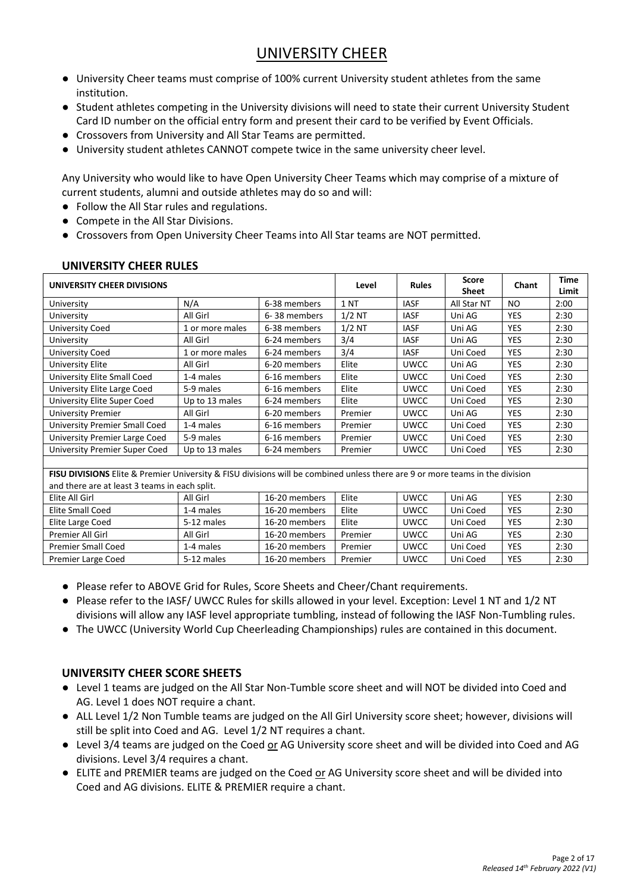# UNIVERSITY CHEER

- University Cheer teams must comprise of 100% current University student athletes from the same institution.
- Student athletes competing in the University divisions will need to state their current University Student Card ID number on the official entry form and present their card to be verified by Event Officials.
- Crossovers from University and All Star Teams are permitted.
- University student athletes CANNOT compete twice in the same university cheer level.

Any University who would like to have Open University Cheer Teams which may comprise of a mixture of current students, alumni and outside athletes may do so and will:

- Follow the All Star rules and regulations.
- Compete in the All Star Divisions.
- Crossovers from Open University Cheer Teams into All Star teams are NOT permitted.

## UNIVERSITY CHEER RULES

| UNIVERSITY CHEER DIVISIONS | | | Level | Rules | Score Sheet | Chant | Time Limit |
|---|---|---|---|---|---|---|---|
| University | N/A | 6-38 members | 1 NT | IASF | All Star NT | NO | 2:00 |
| University | All Girl | 6- 38 members | 1/2 NT | IASF | Uni AG | YES | 2:30 |
| University Coed | 1 or more males | 6-38 members | 1/2 NT | IASF | Uni AG | YES | 2:30 |
| University | All Girl | 6-24 members | 3/4 | IASF | Uni AG | YES | 2:30 |
| University Coed | 1 or more males | 6-24 members | 3/4 | IASF | Uni Coed | YES | 2:30 |
| University Elite | All Girl | 6-20 members | Elite | UWCC | Uni AG | YES | 2:30 |
| University Elite Small Coed | 1-4 males | 6-16 members | Elite | UWCC | Uni Coed | YES | 2:30 |
| University Elite Large Coed | 5-9 males | 6-16 members | Elite | UWCC | Uni Coed | YES | 2:30 |
| University Elite Super Coed | Up to 13 males | 6-24 members | Elite | UWCC | Uni Coed | YES | 2:30 |
| University Premier | All Girl | 6-20 members | Premier | UWCC | Uni AG | YES | 2:30 |
| University Premier Small Coed | 1-4 males | 6-16 members | Premier | UWCC | Uni Coed | YES | 2:30 |
| University Premier Large Coed | 5-9 males | 6-16 members | Premier | UWCC | Uni Coed | YES | 2:30 |
| University Premier Super Coed | Up to 13 males | 6-24 members | Premier | UWCC | Uni Coed | YES | 2:30 |
| | | | | | | | |
| **FISU DIVISIONS** Elite & Premier University & FISU divisions will be combined unless there are 9 or more teams in the division and there are at least 3 teams in each split. | | | | | | | |
| Elite All Girl | All Girl | 16-20 members | Elite | UWCC | Uni AG | YES | 2:30 |
| Elite Small Coed | 1-4 males | 16-20 members | Elite | UWCC | Uni Coed | YES | 2:30 |
| Elite Large Coed | 5-12 males | 16-20 members | Elite | UWCC | Uni Coed | YES | 2:30 |
| Premier All Girl | All Girl | 16-20 members | Premier | UWCC | Uni AG | YES | 2:30 |
| Premier Small Coed | 1-4 males | 16-20 members | Premier | UWCC | Uni Coed | YES | 2:30 |
| Premier Large Coed | 5-12 males | 16-20 members | Premier | UWCC | Uni Coed | YES | 2:30 |

- Please refer to ABOVE Grid for Rules, Score Sheets and Cheer/Chant requirements.
- Please refer to the IASF/ UWCC Rules for skills allowed in your level. Exception: Level 1 NT and 1/2 NT divisions will allow any IASF level appropriate tumbling, instead of following the IASF Non-Tumbling rules.
- The UWCC (University World Cup Cheerleading Championships) rules are contained in this document.

## UNIVERSITY CHEER SCORE SHEETS

- Level 1 teams are judged on the All Star Non-Tumble score sheet and will NOT be divided into Coed and AG. Level 1 does NOT require a chant.
- ALL Level 1/2 Non Tumble teams are judged on the All Girl University score sheet; however, divisions will still be split into Coed and AG. Level 1/2 NT requires a chant.
- Level 3/4 teams are judged on the Coed or AG University score sheet and will be divided into Coed and AG divisions. Level 3/4 requires a chant.
- ELITE and PREMIER teams are judged on the Coed or AG University score sheet and will be divided into Coed and AG divisions. ELITE & PREMIER require a chant.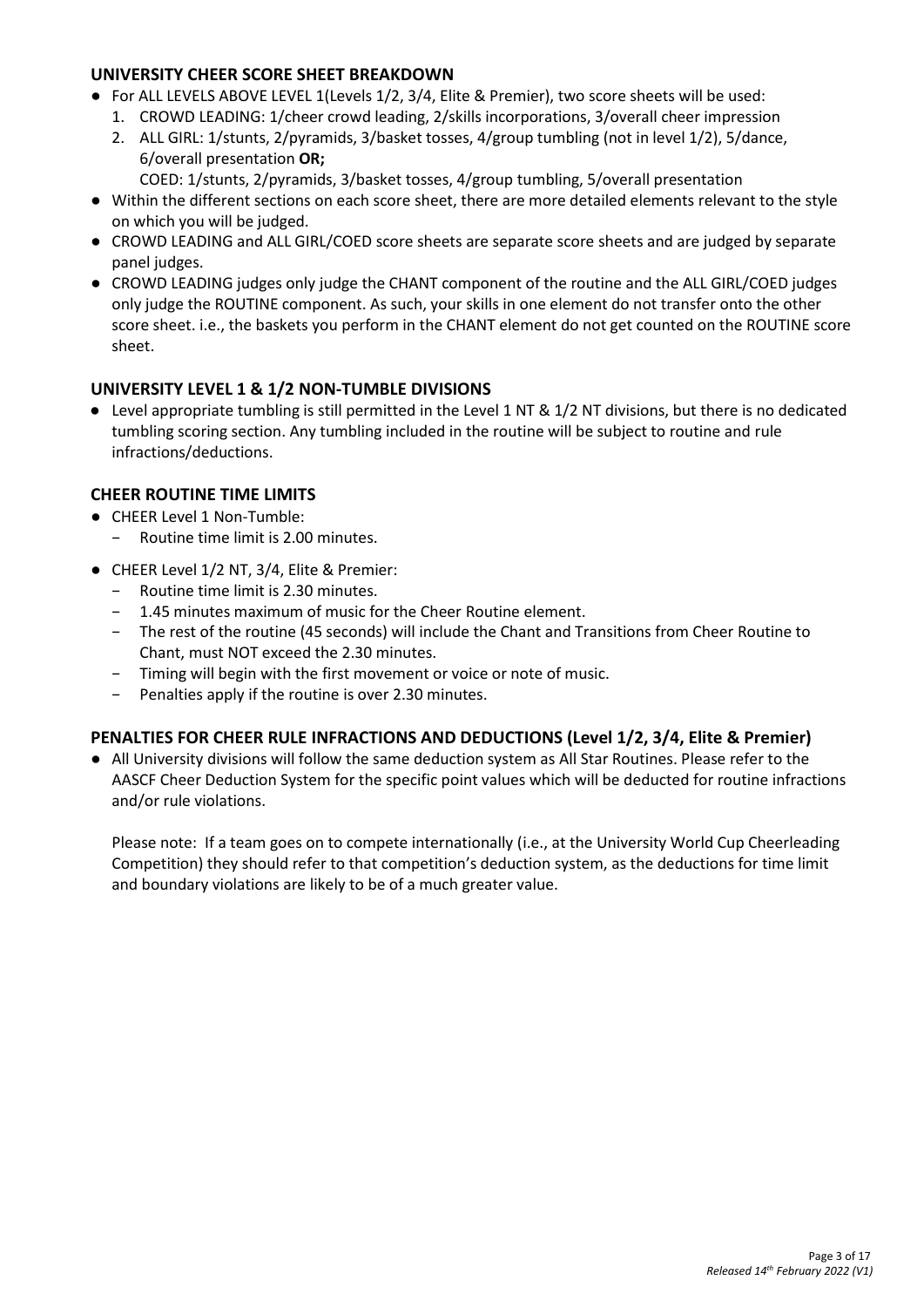## UNIVERSITY CHEER SCORE SHEET BREAKDOWN

- For ALL LEVELS ABOVE LEVEL 1(Levels 1/2, 3/4, Elite & Premier), two score sheets will be used:
  1. CROWD LEADING: 1/cheer crowd leading, 2/skills incorporations, 3/overall cheer impression
  2. ALL GIRL: 1/stunts, 2/pyramids, 3/basket tosses, 4/group tumbling (not in level 1/2), 5/dance, 6/overall presentation **OR;**

     COED: 1/stunts, 2/pyramids, 3/basket tosses, 4/group tumbling, 5/overall presentation
- Within the different sections on each score sheet, there are more detailed elements relevant to the style on which you will be judged.
- CROWD LEADING and ALL GIRL/COED score sheets are separate score sheets and are judged by separate panel judges.
- CROWD LEADING judges only judge the CHANT component of the routine and the ALL GIRL/COED judges only judge the ROUTINE component. As such, your skills in one element do not transfer onto the other score sheet. i.e., the baskets you perform in the CHANT element do not get counted on the ROUTINE score sheet.

## UNIVERSITY LEVEL 1 & 1/2 NON-TUMBLE DIVISIONS

- Level appropriate tumbling is still permitted in the Level 1 NT & 1/2 NT divisions, but there is no dedicated tumbling scoring section. Any tumbling included in the routine will be subject to routine and rule infractions/deductions.

## CHEER ROUTINE TIME LIMITS

- CHEER Level 1 Non-Tumble:
  - Routine time limit is 2.00 minutes.
- CHEER Level 1/2 NT, 3/4, Elite & Premier:
  - Routine time limit is 2.30 minutes.
  - 1.45 minutes maximum of music for the Cheer Routine element.
  - The rest of the routine (45 seconds) will include the Chant and Transitions from Cheer Routine to Chant, must NOT exceed the 2.30 minutes.
  - Timing will begin with the first movement or voice or note of music.
  - Penalties apply if the routine is over 2.30 minutes.

## PENALTIES FOR CHEER RULE INFRACTIONS AND DEDUCTIONS (Level 1/2, 3/4, Elite & Premier)

- All University divisions will follow the same deduction system as All Star Routines. Please refer to the AASCF Cheer Deduction System for the specific point values which will be deducted for routine infractions and/or rule violations.

  Please note: If a team goes on to compete internationally (i.e., at the University World Cup Cheerleading Competition) they should refer to that competition's deduction system, as the deductions for time limit and boundary violations are likely to be of a much greater value.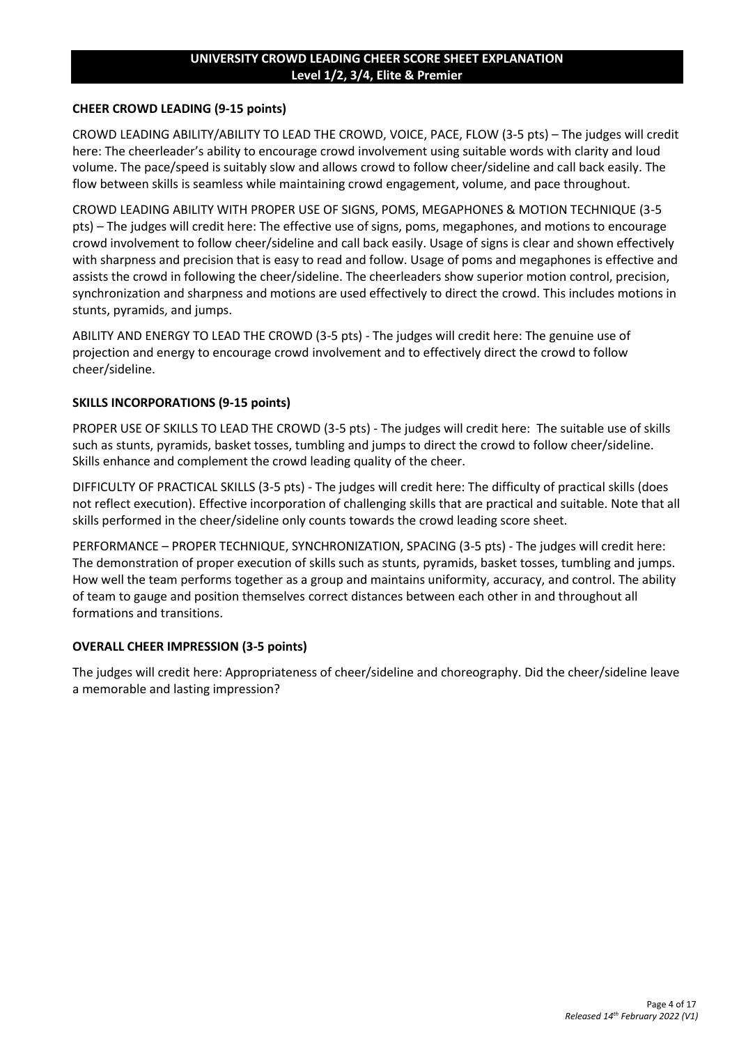# UNIVERSITY CROWD LEADING CHEER SCORE SHEET EXPLANATION
## Level 1/2, 3/4, Elite & Premier

**CHEER CROWD LEADING (9-15 points)**

CROWD LEADING ABILITY/ABILITY TO LEAD THE CROWD, VOICE, PACE, FLOW (3-5 pts) – The judges will credit here: The cheerleader's ability to encourage crowd involvement using suitable words with clarity and loud volume. The pace/speed is suitably slow and allows crowd to follow cheer/sideline and call back easily. The flow between skills is seamless while maintaining crowd engagement, volume, and pace throughout.

CROWD LEADING ABILITY WITH PROPER USE OF SIGNS, POMS, MEGAPHONES & MOTION TECHNIQUE (3-5 pts) – The judges will credit here: The effective use of signs, poms, megaphones, and motions to encourage crowd involvement to follow cheer/sideline and call back easily. Usage of signs is clear and shown effectively with sharpness and precision that is easy to read and follow. Usage of poms and megaphones is effective and assists the crowd in following the cheer/sideline. The cheerleaders show superior motion control, precision, synchronization and sharpness and motions are used effectively to direct the crowd. This includes motions in stunts, pyramids, and jumps.

ABILITY AND ENERGY TO LEAD THE CROWD (3-5 pts) - The judges will credit here: The genuine use of projection and energy to encourage crowd involvement and to effectively direct the crowd to follow cheer/sideline.

**SKILLS INCORPORATIONS (9-15 points)**

PROPER USE OF SKILLS TO LEAD THE CROWD (3-5 pts) - The judges will credit here: The suitable use of skills such as stunts, pyramids, basket tosses, tumbling and jumps to direct the crowd to follow cheer/sideline. Skills enhance and complement the crowd leading quality of the cheer.

DIFFICULTY OF PRACTICAL SKILLS (3-5 pts) - The judges will credit here: The difficulty of practical skills (does not reflect execution). Effective incorporation of challenging skills that are practical and suitable. Note that all skills performed in the cheer/sideline only counts towards the crowd leading score sheet.

PERFORMANCE – PROPER TECHNIQUE, SYNCHRONIZATION, SPACING (3-5 pts) - The judges will credit here: The demonstration of proper execution of skills such as stunts, pyramids, basket tosses, tumbling and jumps. How well the team performs together as a group and maintains uniformity, accuracy, and control. The ability of team to gauge and position themselves correct distances between each other in and throughout all formations and transitions.

**OVERALL CHEER IMPRESSION (3-5 points)**

The judges will credit here: Appropriateness of cheer/sideline and choreography. Did the cheer/sideline leave a memorable and lasting impression?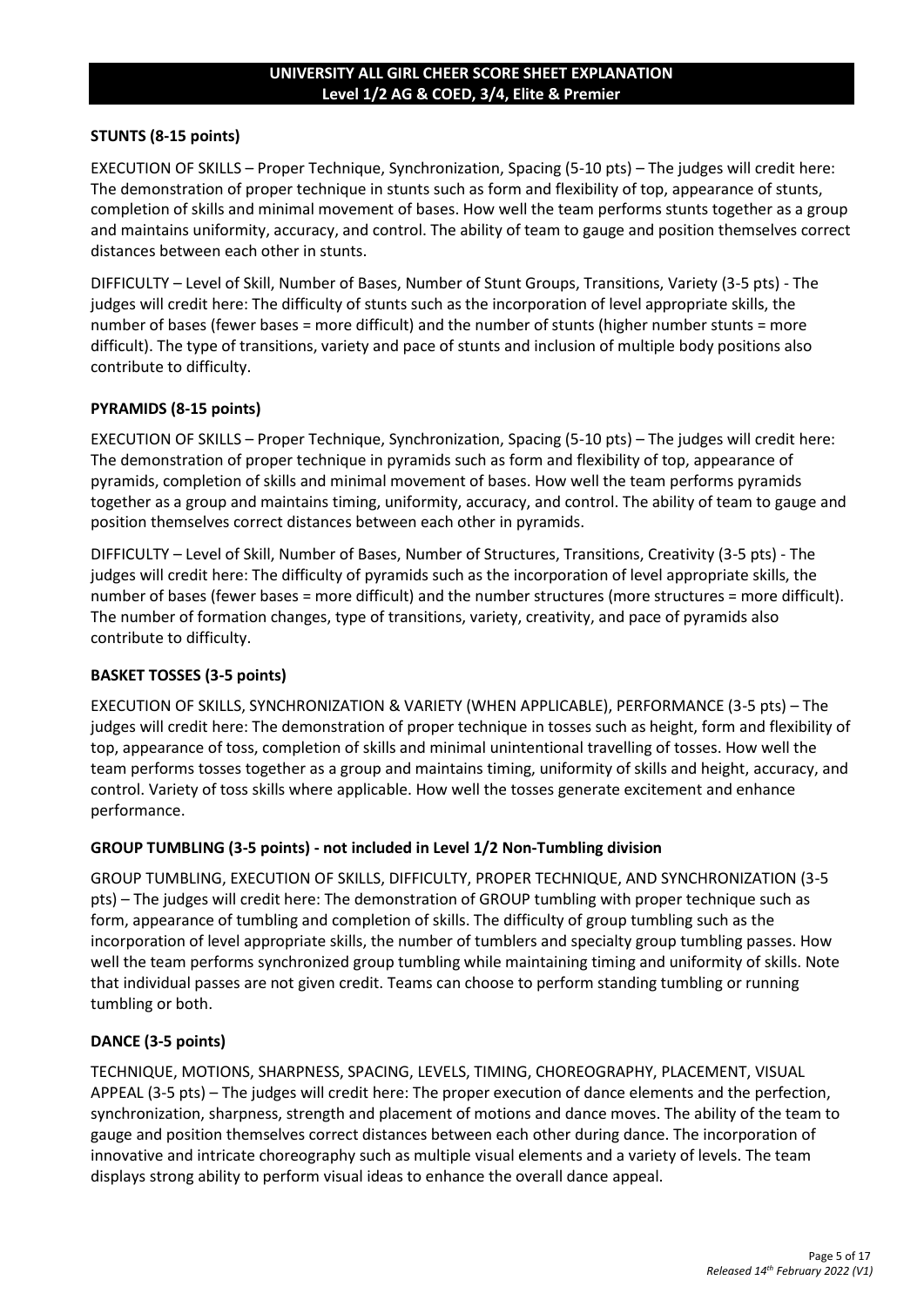## UNIVERSITY ALL GIRL CHEER SCORE SHEET EXPLANATION
## Level 1/2 AG & COED, 3/4, Elite & Premier

### STUNTS (8-15 points)

EXECUTION OF SKILLS – Proper Technique, Synchronization, Spacing (5-10 pts) – The judges will credit here: The demonstration of proper technique in stunts such as form and flexibility of top, appearance of stunts, completion of skills and minimal movement of bases. How well the team performs stunts together as a group and maintains uniformity, accuracy, and control. The ability of team to gauge and position themselves correct distances between each other in stunts.

DIFFICULTY – Level of Skill, Number of Bases, Number of Stunt Groups, Transitions, Variety (3-5 pts) - The judges will credit here: The difficulty of stunts such as the incorporation of level appropriate skills, the number of bases (fewer bases = more difficult) and the number of stunts (higher number stunts = more difficult). The type of transitions, variety and pace of stunts and inclusion of multiple body positions also contribute to difficulty.

### PYRAMIDS (8-15 points)

EXECUTION OF SKILLS – Proper Technique, Synchronization, Spacing (5-10 pts) – The judges will credit here: The demonstration of proper technique in pyramids such as form and flexibility of top, appearance of pyramids, completion of skills and minimal movement of bases. How well the team performs pyramids together as a group and maintains timing, uniformity, accuracy, and control. The ability of team to gauge and position themselves correct distances between each other in pyramids.

DIFFICULTY – Level of Skill, Number of Bases, Number of Structures, Transitions, Creativity (3-5 pts) - The judges will credit here: The difficulty of pyramids such as the incorporation of level appropriate skills, the number of bases (fewer bases = more difficult) and the number structures (more structures = more difficult). The number of formation changes, type of transitions, variety, creativity, and pace of pyramids also contribute to difficulty.

### BASKET TOSSES (3-5 points)

EXECUTION OF SKILLS, SYNCHRONIZATION & VARIETY (WHEN APPLICABLE), PERFORMANCE (3-5 pts) – The judges will credit here: The demonstration of proper technique in tosses such as height, form and flexibility of top, appearance of toss, completion of skills and minimal unintentional travelling of tosses. How well the team performs tosses together as a group and maintains timing, uniformity of skills and height, accuracy, and control. Variety of toss skills where applicable. How well the tosses generate excitement and enhance performance.

### GROUP TUMBLING (3-5 points) - not included in Level 1/2 Non-Tumbling division

GROUP TUMBLING, EXECUTION OF SKILLS, DIFFICULTY, PROPER TECHNIQUE, AND SYNCHRONIZATION (3-5 pts) – The judges will credit here: The demonstration of GROUP tumbling with proper technique such as form, appearance of tumbling and completion of skills. The difficulty of group tumbling such as the incorporation of level appropriate skills, the number of tumblers and specialty group tumbling passes. How well the team performs synchronized group tumbling while maintaining timing and uniformity of skills. Note that individual passes are not given credit. Teams can choose to perform standing tumbling or running tumbling or both.

### DANCE (3-5 points)

TECHNIQUE, MOTIONS, SHARPNESS, SPACING, LEVELS, TIMING, CHOREOGRAPHY, PLACEMENT, VISUAL APPEAL (3-5 pts) – The judges will credit here: The proper execution of dance elements and the perfection, synchronization, sharpness, strength and placement of motions and dance moves. The ability of the team to gauge and position themselves correct distances between each other during dance. The incorporation of innovative and intricate choreography such as multiple visual elements and a variety of levels. The team displays strong ability to perform visual ideas to enhance the overall dance appeal.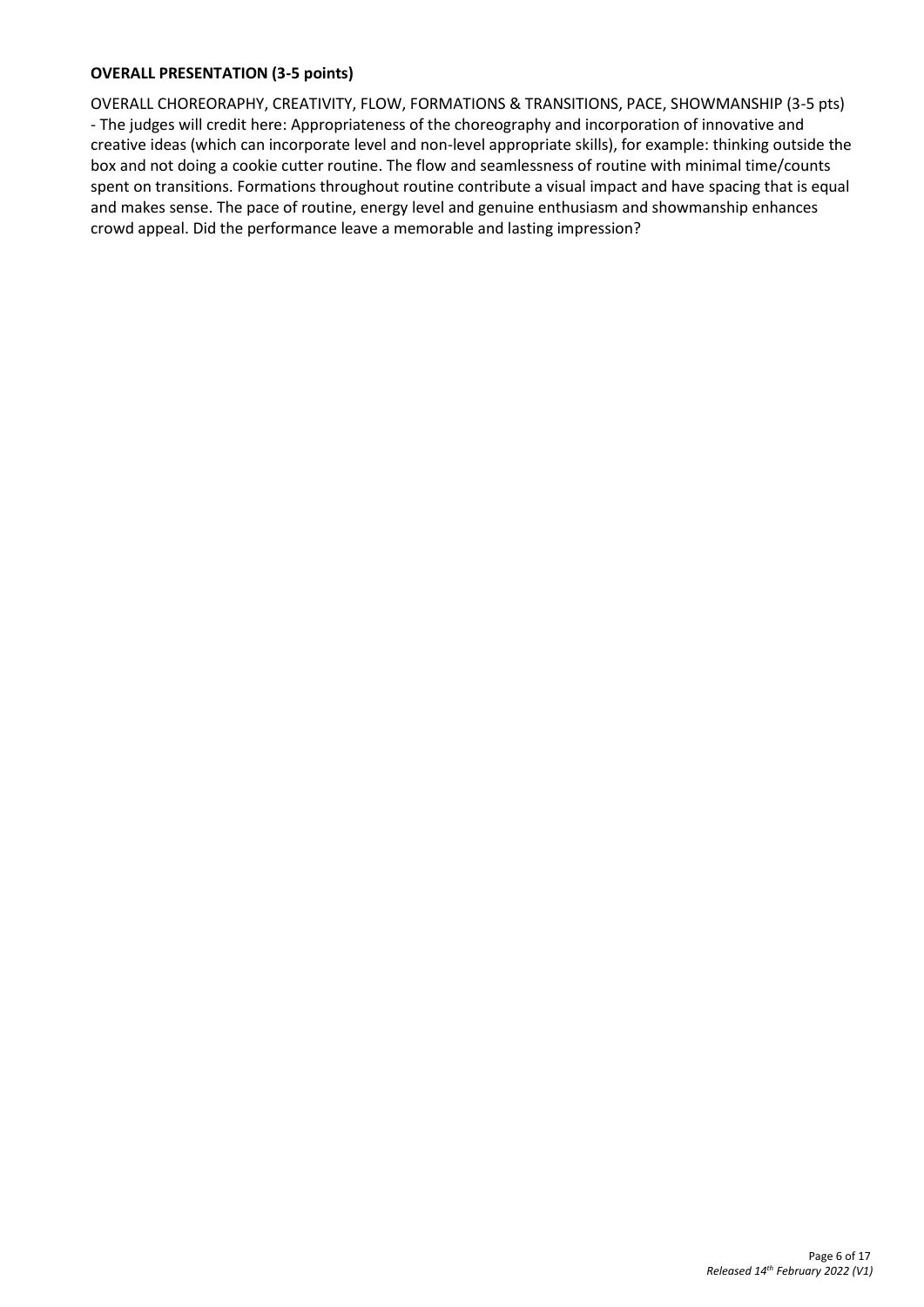**OVERALL PRESENTATION (3-5 points)**

OVERALL CHOREOGRAPHY, CREATIVITY, FLOW, FORMATIONS & TRANSITIONS, PACE, SHOWMANSHIP (3-5 pts) - The judges will credit here: Appropriateness of the choreography and incorporation of innovative and creative ideas (which can incorporate level and non-level appropriate skills), for example: thinking outside the box and not doing a cookie cutter routine. The flow and seamlessness of routine with minimal time/counts spent on transitions. Formations throughout routine contribute a visual impact and have spacing that is equal and makes sense. The pace of routine, energy level and genuine enthusiasm and showmanship enhances crowd appeal. Did the performance leave a memorable and lasting impression?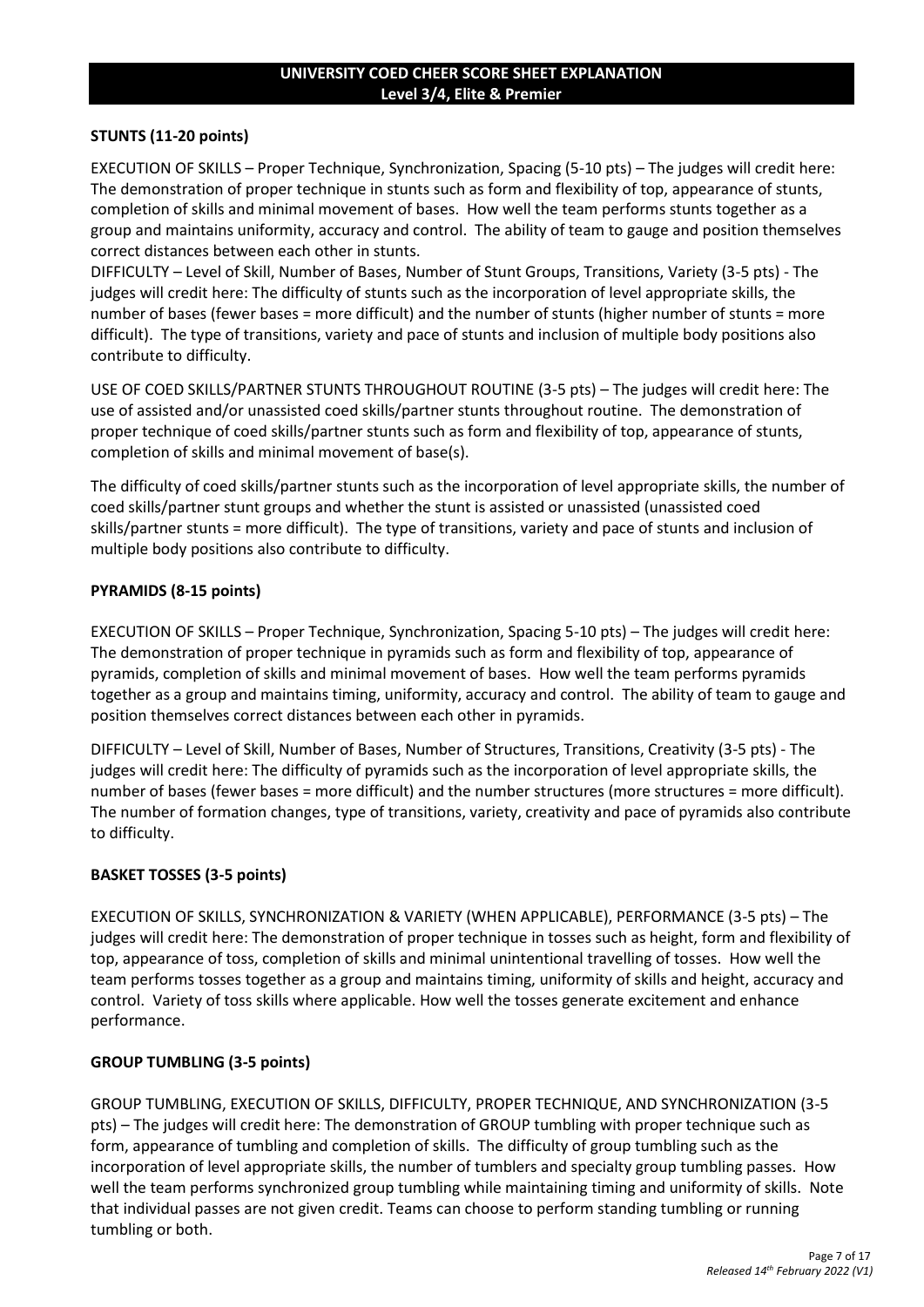## UNIVERSITY COED CHEER SCORE SHEET EXPLANATION
**Level 3/4, Elite & Premier**

### STUNTS (11-20 points)

EXECUTION OF SKILLS – Proper Technique, Synchronization, Spacing (5-10 pts) – The judges will credit here: The demonstration of proper technique in stunts such as form and flexibility of top, appearance of stunts, completion of skills and minimal movement of bases. How well the team performs stunts together as a group and maintains uniformity, accuracy and control. The ability of team to gauge and position themselves correct distances between each other in stunts.
DIFFICULTY – Level of Skill, Number of Bases, Number of Stunt Groups, Transitions, Variety (3-5 pts) - The judges will credit here: The difficulty of stunts such as the incorporation of level appropriate skills, the number of bases (fewer bases = more difficult) and the number of stunts (higher number of stunts = more difficult). The type of transitions, variety and pace of stunts and inclusion of multiple body positions also contribute to difficulty.

USE OF COED SKILLS/PARTNER STUNTS THROUGHOUT ROUTINE (3-5 pts) – The judges will credit here: The use of assisted and/or unassisted coed skills/partner stunts throughout routine. The demonstration of proper technique of coed skills/partner stunts such as form and flexibility of top, appearance of stunts, completion of skills and minimal movement of base(s).

The difficulty of coed skills/partner stunts such as the incorporation of level appropriate skills, the number of coed skills/partner stunt groups and whether the stunt is assisted or unassisted (unassisted coed skills/partner stunts = more difficult). The type of transitions, variety and pace of stunts and inclusion of multiple body positions also contribute to difficulty.

### PYRAMIDS (8-15 points)

EXECUTION OF SKILLS – Proper Technique, Synchronization, Spacing 5-10 pts) – The judges will credit here: The demonstration of proper technique in pyramids such as form and flexibility of top, appearance of pyramids, completion of skills and minimal movement of bases. How well the team performs pyramids together as a group and maintains timing, uniformity, accuracy and control. The ability of team to gauge and position themselves correct distances between each other in pyramids.

DIFFICULTY – Level of Skill, Number of Bases, Number of Structures, Transitions, Creativity (3-5 pts) - The judges will credit here: The difficulty of pyramids such as the incorporation of level appropriate skills, the number of bases (fewer bases = more difficult) and the number structures (more structures = more difficult). The number of formation changes, type of transitions, variety, creativity and pace of pyramids also contribute to difficulty.

### BASKET TOSSES (3-5 points)

EXECUTION OF SKILLS, SYNCHRONIZATION & VARIETY (WHEN APPLICABLE), PERFORMANCE (3-5 pts) – The judges will credit here: The demonstration of proper technique in tosses such as height, form and flexibility of top, appearance of toss, completion of skills and minimal unintentional travelling of tosses. How well the team performs tosses together as a group and maintains timing, uniformity of skills and height, accuracy and control. Variety of toss skills where applicable. How well the tosses generate excitement and enhance performance.

### GROUP TUMBLING (3-5 points)

GROUP TUMBLING, EXECUTION OF SKILLS, DIFFICULTY, PROPER TECHNIQUE, AND SYNCHRONIZATION (3-5 pts) – The judges will credit here: The demonstration of GROUP tumbling with proper technique such as form, appearance of tumbling and completion of skills. The difficulty of group tumbling such as the incorporation of level appropriate skills, the number of tumblers and specialty group tumbling passes. How well the team performs synchronized group tumbling while maintaining timing and uniformity of skills. Note that individual passes are not given credit. Teams can choose to perform standing tumbling or running tumbling or both.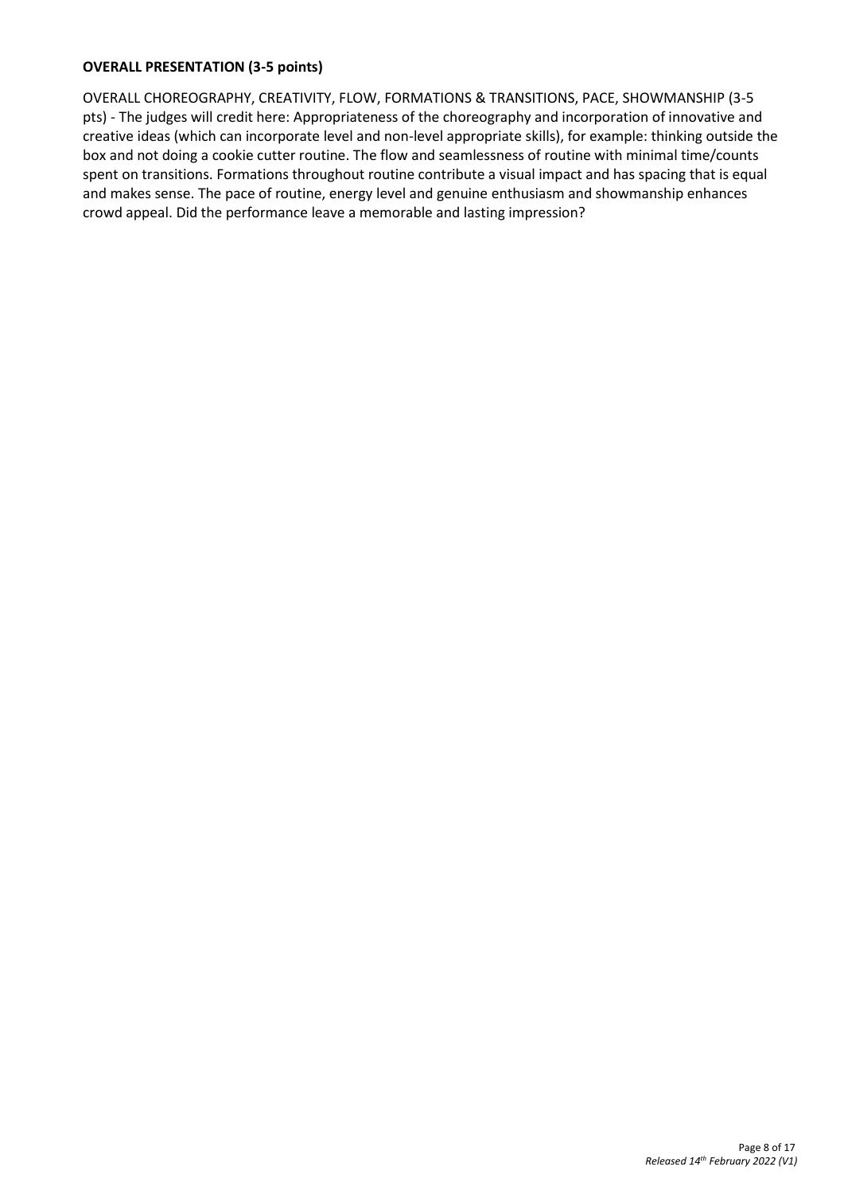**OVERALL PRESENTATION (3-5 points)**

OVERALL CHOREOGRAPHY, CREATIVITY, FLOW, FORMATIONS & TRANSITIONS, PACE, SHOWMANSHIP (3-5 pts) - The judges will credit here: Appropriateness of the choreography and incorporation of innovative and creative ideas (which can incorporate level and non-level appropriate skills), for example: thinking outside the box and not doing a cookie cutter routine. The flow and seamlessness of routine with minimal time/counts spent on transitions. Formations throughout routine contribute a visual impact and has spacing that is equal and makes sense. The pace of routine, energy level and genuine enthusiasm and showmanship enhances crowd appeal. Did the performance leave a memorable and lasting impression?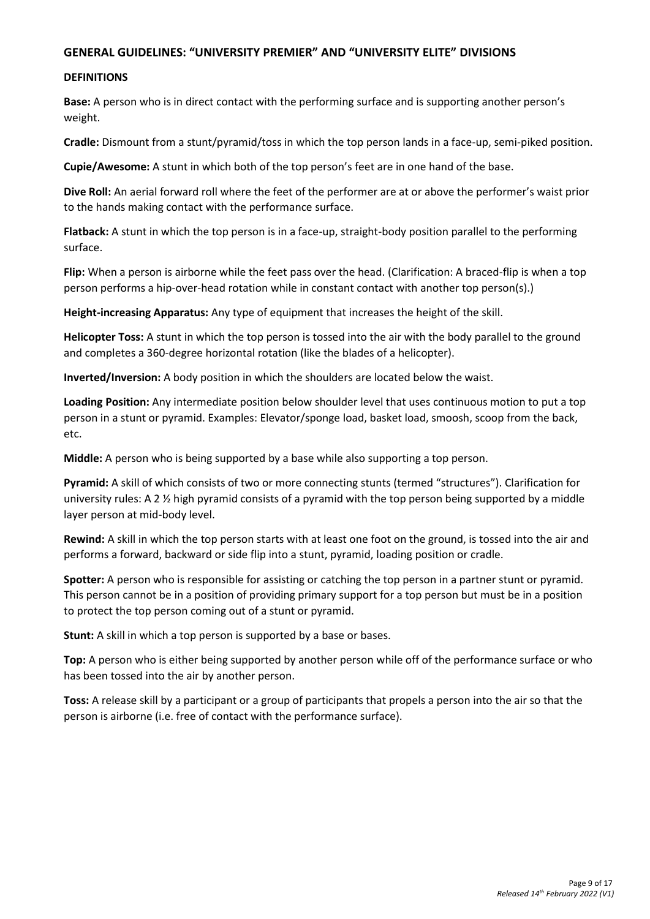## GENERAL GUIDELINES: "UNIVERSITY PREMIER" AND "UNIVERSITY ELITE" DIVISIONS

### DEFINITIONS

**Base:** A person who is in direct contact with the performing surface and is supporting another person's weight.

**Cradle:** Dismount from a stunt/pyramid/toss in which the top person lands in a face-up, semi-piked position.

**Cupie/Awesome:** A stunt in which both of the top person's feet are in one hand of the base.

**Dive Roll:** An aerial forward roll where the feet of the performer are at or above the performer's waist prior to the hands making contact with the performance surface.

**Flatback:** A stunt in which the top person is in a face-up, straight-body position parallel to the performing surface.

**Flip:** When a person is airborne while the feet pass over the head. (Clarification: A braced-flip is when a top person performs a hip-over-head rotation while in constant contact with another top person(s).)

**Height-increasing Apparatus:** Any type of equipment that increases the height of the skill.

**Helicopter Toss:** A stunt in which the top person is tossed into the air with the body parallel to the ground and completes a 360-degree horizontal rotation (like the blades of a helicopter).

**Inverted/Inversion:** A body position in which the shoulders are located below the waist.

**Loading Position:** Any intermediate position below shoulder level that uses continuous motion to put a top person in a stunt or pyramid. Examples: Elevator/sponge load, basket load, smoosh, scoop from the back, etc.

**Middle:** A person who is being supported by a base while also supporting a top person.

**Pyramid:** A skill of which consists of two or more connecting stunts (termed "structures"). Clarification for university rules: A 2 ½ high pyramid consists of a pyramid with the top person being supported by a middle layer person at mid-body level.

**Rewind:** A skill in which the top person starts with at least one foot on the ground, is tossed into the air and performs a forward, backward or side flip into a stunt, pyramid, loading position or cradle.

**Spotter:** A person who is responsible for assisting or catching the top person in a partner stunt or pyramid. This person cannot be in a position of providing primary support for a top person but must be in a position to protect the top person coming out of a stunt or pyramid.

**Stunt:** A skill in which a top person is supported by a base or bases.

**Top:** A person who is either being supported by another person while off of the performance surface or who has been tossed into the air by another person.

**Toss:** A release skill by a participant or a group of participants that propels a person into the air so that the person is airborne (i.e. free of contact with the performance surface).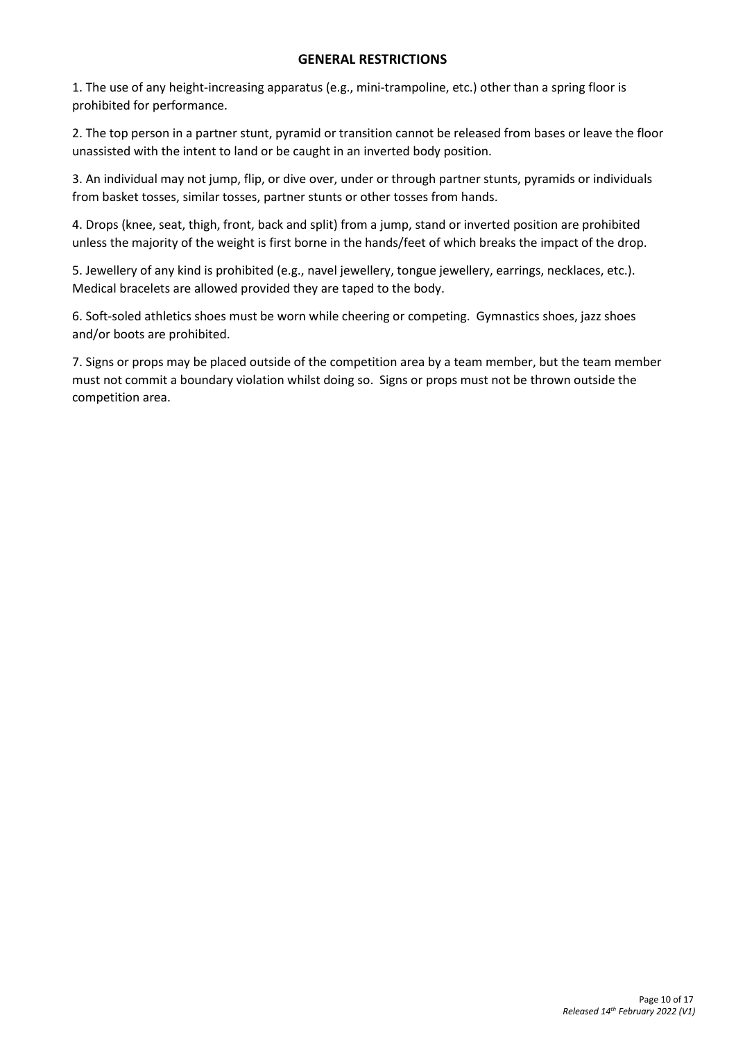## GENERAL RESTRICTIONS

1. The use of any height-increasing apparatus (e.g., mini-trampoline, etc.) other than a spring floor is prohibited for performance.

2. The top person in a partner stunt, pyramid or transition cannot be released from bases or leave the floor unassisted with the intent to land or be caught in an inverted body position.

3. An individual may not jump, flip, or dive over, under or through partner stunts, pyramids or individuals from basket tosses, similar tosses, partner stunts or other tosses from hands.

4. Drops (knee, seat, thigh, front, back and split) from a jump, stand or inverted position are prohibited unless the majority of the weight is first borne in the hands/feet of which breaks the impact of the drop.

5. Jewellery of any kind is prohibited (e.g., navel jewellery, tongue jewellery, earrings, necklaces, etc.). Medical bracelets are allowed provided they are taped to the body.

6. Soft-soled athletics shoes must be worn while cheering or competing. Gymnastics shoes, jazz shoes and/or boots are prohibited.

7. Signs or props may be placed outside of the competition area by a team member, but the team member must not commit a boundary violation whilst doing so. Signs or props must not be thrown outside the competition area.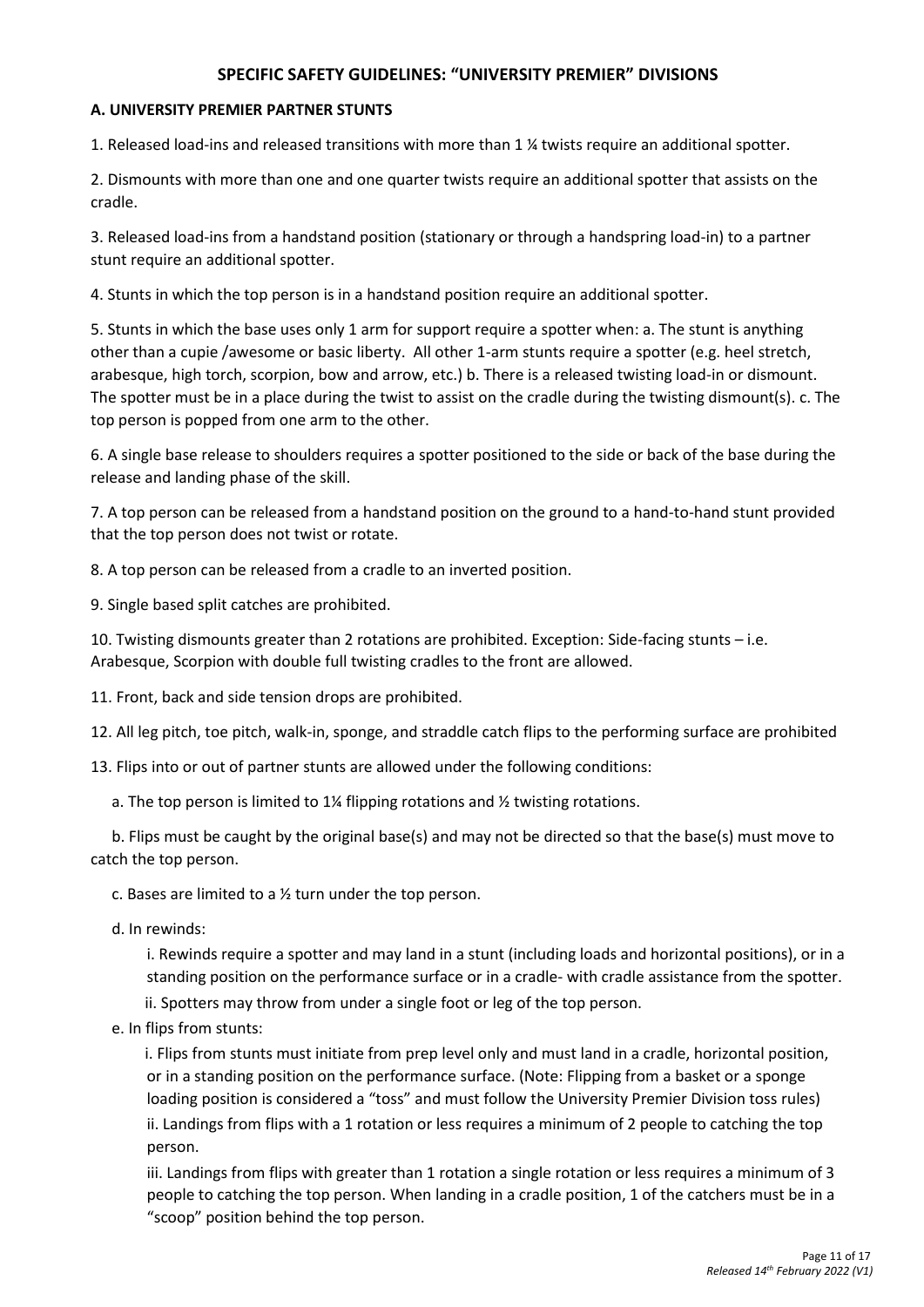## SPECIFIC SAFETY GUIDELINES: "UNIVERSITY PREMIER" DIVISIONS

### A. UNIVERSITY PREMIER PARTNER STUNTS

1. Released load-ins and released transitions with more than 1 ¼ twists require an additional spotter.

2. Dismounts with more than one and one quarter twists require an additional spotter that assists on the cradle.

3. Released load-ins from a handstand position (stationary or through a handspring load-in) to a partner stunt require an additional spotter.

4. Stunts in which the top person is in a handstand position require an additional spotter.

5. Stunts in which the base uses only 1 arm for support require a spotter when: a. The stunt is anything other than a cupie /awesome or basic liberty. All other 1-arm stunts require a spotter (e.g. heel stretch, arabesque, high torch, scorpion, bow and arrow, etc.) b. There is a released twisting load-in or dismount. The spotter must be in a place during the twist to assist on the cradle during the twisting dismount(s). c. The top person is popped from one arm to the other.

6. A single base release to shoulders requires a spotter positioned to the side or back of the base during the release and landing phase of the skill.

7. A top person can be released from a handstand position on the ground to a hand-to-hand stunt provided that the top person does not twist or rotate.

8. A top person can be released from a cradle to an inverted position.

9. Single based split catches are prohibited.

10. Twisting dismounts greater than 2 rotations are prohibited. Exception: Side-facing stunts – i.e. Arabesque, Scorpion with double full twisting cradles to the front are allowed.

11. Front, back and side tension drops are prohibited.

12. All leg pitch, toe pitch, walk-in, sponge, and straddle catch flips to the performing surface are prohibited

13. Flips into or out of partner stunts are allowed under the following conditions:

   a. The top person is limited to 1¼ flipping rotations and ½ twisting rotations.

   b. Flips must be caught by the original base(s) and may not be directed so that the base(s) must move to catch the top person.

   c. Bases are limited to a ½ turn under the top person.

   d. In rewinds:

      i. Rewinds require a spotter and may land in a stunt (including loads and horizontal positions), or in a standing position on the performance surface or in a cradle- with cradle assistance from the spotter.

      ii. Spotters may throw from under a single foot or leg of the top person.

   e. In flips from stunts:

      i. Flips from stunts must initiate from prep level only and must land in a cradle, horizontal position, or in a standing position on the performance surface. (Note: Flipping from a basket or a sponge loading position is considered a "toss" and must follow the University Premier Division toss rules)

      ii. Landings from flips with a 1 rotation or less requires a minimum of 2 people to catching the top person.

      iii. Landings from flips with greater than 1 rotation a single rotation or less requires a minimum of 3 people to catching the top person. When landing in a cradle position, 1 of the catchers must be in a "scoop" position behind the top person.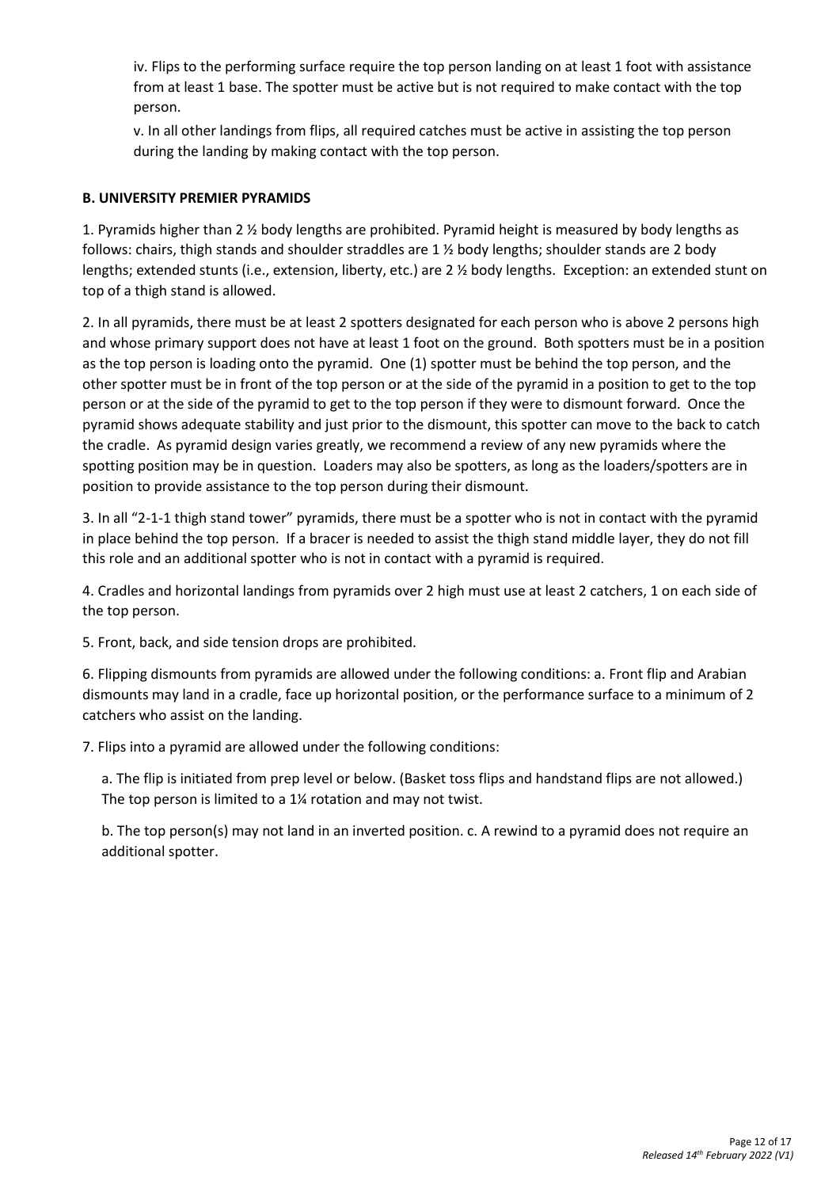iv. Flips to the performing surface require the top person landing on at least 1 foot with assistance from at least 1 base. The spotter must be active but is not required to make contact with the top person.

v. In all other landings from flips, all required catches must be active in assisting the top person during the landing by making contact with the top person.

**B. UNIVERSITY PREMIER PYRAMIDS**

1. Pyramids higher than 2 ½ body lengths are prohibited. Pyramid height is measured by body lengths as follows: chairs, thigh stands and shoulder straddles are 1 ½ body lengths; shoulder stands are 2 body lengths; extended stunts (i.e., extension, liberty, etc.) are 2 ½ body lengths. Exception: an extended stunt on top of a thigh stand is allowed.

2. In all pyramids, there must be at least 2 spotters designated for each person who is above 2 persons high and whose primary support does not have at least 1 foot on the ground. Both spotters must be in a position as the top person is loading onto the pyramid. One (1) spotter must be behind the top person, and the other spotter must be in front of the top person or at the side of the pyramid in a position to get to the top person or at the side of the pyramid to get to the top person if they were to dismount forward. Once the pyramid shows adequate stability and just prior to the dismount, this spotter can move to the back to catch the cradle. As pyramid design varies greatly, we recommend a review of any new pyramids where the spotting position may be in question. Loaders may also be spotters, as long as the loaders/spotters are in position to provide assistance to the top person during their dismount.

3. In all "2-1-1 thigh stand tower" pyramids, there must be a spotter who is not in contact with the pyramid in place behind the top person. If a bracer is needed to assist the thigh stand middle layer, they do not fill this role and an additional spotter who is not in contact with a pyramid is required.

4. Cradles and horizontal landings from pyramids over 2 high must use at least 2 catchers, 1 on each side of the top person.

5. Front, back, and side tension drops are prohibited.

6. Flipping dismounts from pyramids are allowed under the following conditions: a. Front flip and Arabian dismounts may land in a cradle, face up horizontal position, or the performance surface to a minimum of 2 catchers who assist on the landing.

7. Flips into a pyramid are allowed under the following conditions:

a. The flip is initiated from prep level or below. (Basket toss flips and handstand flips are not allowed.) The top person is limited to a 1¼ rotation and may not twist.

b. The top person(s) may not land in an inverted position. c. A rewind to a pyramid does not require an additional spotter.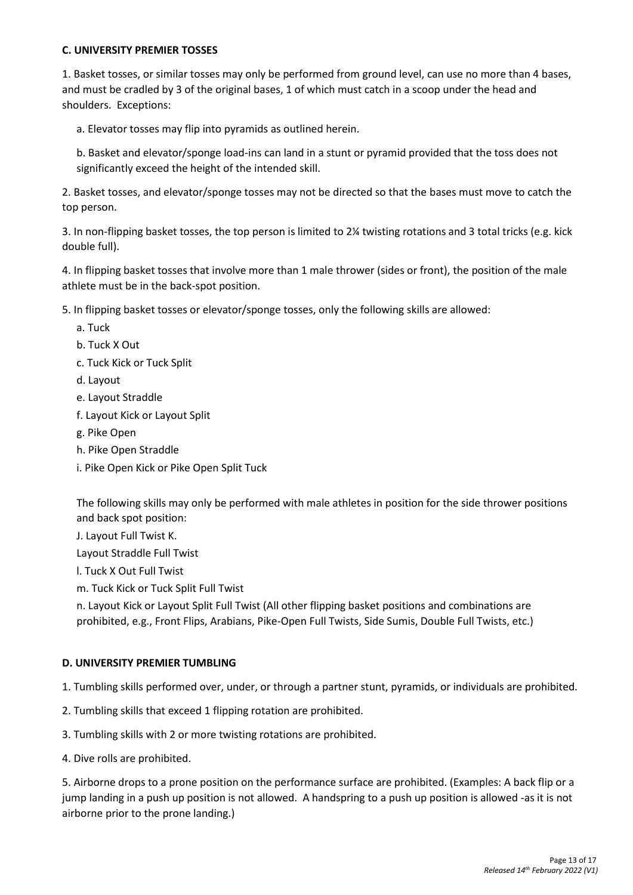**C. UNIVERSITY PREMIER TOSSES**

1. Basket tosses, or similar tosses may only be performed from ground level, can use no more than 4 bases, and must be cradled by 3 of the original bases, 1 of which must catch in a scoop under the head and shoulders. Exceptions:

   a. Elevator tosses may flip into pyramids as outlined herein.

   b. Basket and elevator/sponge load-ins can land in a stunt or pyramid provided that the toss does not significantly exceed the height of the intended skill.

2. Basket tosses, and elevator/sponge tosses may not be directed so that the bases must move to catch the top person.

3. In non-flipping basket tosses, the top person is limited to 2¼ twisting rotations and 3 total tricks (e.g. kick double full).

4. In flipping basket tosses that involve more than 1 male thrower (sides or front), the position of the male athlete must be in the back-spot position.

5. In flipping basket tosses or elevator/sponge tosses, only the following skills are allowed:

   a. Tuck

   b. Tuck X Out

   c. Tuck Kick or Tuck Split

   d. Layout

   e. Layout Straddle

   f. Layout Kick or Layout Split

   g. Pike Open

   h. Pike Open Straddle

   i. Pike Open Kick or Pike Open Split Tuck

   The following skills may only be performed with male athletes in position for the side thrower positions and back spot position:

   J. Layout Full Twist K.

   Layout Straddle Full Twist

   l. Tuck X Out Full Twist

   m. Tuck Kick or Tuck Split Full Twist

   n. Layout Kick or Layout Split Full Twist (All other flipping basket positions and combinations are prohibited, e.g., Front Flips, Arabians, Pike-Open Full Twists, Side Sumis, Double Full Twists, etc.)

**D. UNIVERSITY PREMIER TUMBLING**

1. Tumbling skills performed over, under, or through a partner stunt, pyramids, or individuals are prohibited.

2. Tumbling skills that exceed 1 flipping rotation are prohibited.

3. Tumbling skills with 2 or more twisting rotations are prohibited.

4. Dive rolls are prohibited.

5. Airborne drops to a prone position on the performance surface are prohibited. (Examples: A back flip or a jump landing in a push up position is not allowed. A handspring to a push up position is allowed -as it is not airborne prior to the prone landing.)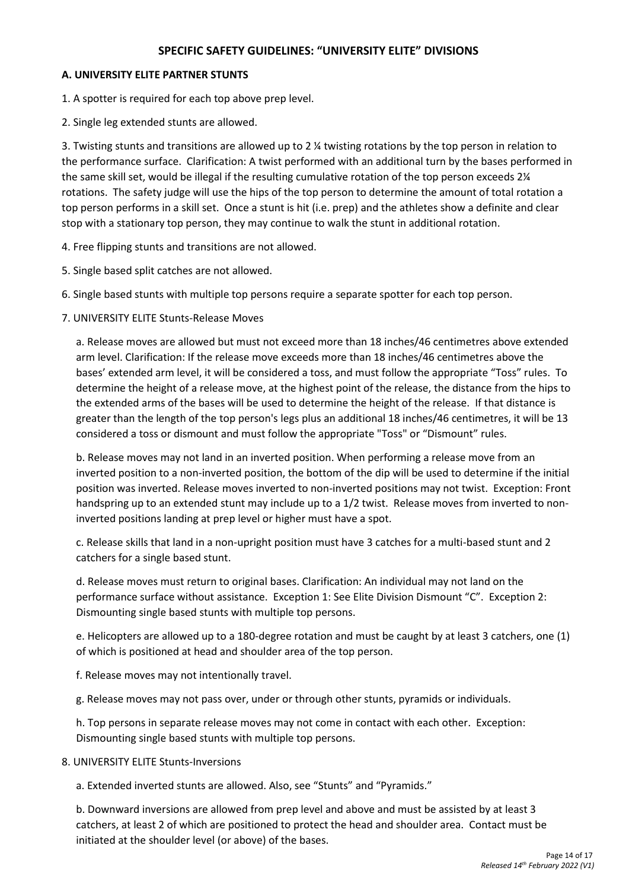## SPECIFIC SAFETY GUIDELINES: "UNIVERSITY ELITE" DIVISIONS

### A. UNIVERSITY ELITE PARTNER STUNTS

1. A spotter is required for each top above prep level.

2. Single leg extended stunts are allowed.

3. Twisting stunts and transitions are allowed up to 2 ¼ twisting rotations by the top person in relation to the performance surface. Clarification: A twist performed with an additional turn by the bases performed in the same skill set, would be illegal if the resulting cumulative rotation of the top person exceeds 2¼ rotations. The safety judge will use the hips of the top person to determine the amount of total rotation a top person performs in a skill set. Once a stunt is hit (i.e. prep) and the athletes show a definite and clear stop with a stationary top person, they may continue to walk the stunt in additional rotation.

4. Free flipping stunts and transitions are not allowed.

5. Single based split catches are not allowed.

6. Single based stunts with multiple top persons require a separate spotter for each top person.

7. UNIVERSITY ELITE Stunts-Release Moves

   a. Release moves are allowed but must not exceed more than 18 inches/46 centimetres above extended arm level. Clarification: If the release move exceeds more than 18 inches/46 centimetres above the bases' extended arm level, it will be considered a toss, and must follow the appropriate "Toss" rules. To determine the height of a release move, at the highest point of the release, the distance from the hips to the extended arms of the bases will be used to determine the height of the release. If that distance is greater than the length of the top person's legs plus an additional 18 inches/46 centimetres, it will be 13 considered a toss or dismount and must follow the appropriate "Toss" or "Dismount" rules.

   b. Release moves may not land in an inverted position. When performing a release move from an inverted position to a non-inverted position, the bottom of the dip will be used to determine if the initial position was inverted. Release moves inverted to non-inverted positions may not twist. Exception: Front handspring up to an extended stunt may include up to a 1/2 twist. Release moves from inverted to non-inverted positions landing at prep level or higher must have a spot.

   c. Release skills that land in a non-upright position must have 3 catches for a multi-based stunt and 2 catchers for a single based stunt.

   d. Release moves must return to original bases. Clarification: An individual may not land on the performance surface without assistance. Exception 1: See Elite Division Dismount "C". Exception 2: Dismounting single based stunts with multiple top persons.

   e. Helicopters are allowed up to a 180-degree rotation and must be caught by at least 3 catchers, one (1) of which is positioned at head and shoulder area of the top person.

   f. Release moves may not intentionally travel.

   g. Release moves may not pass over, under or through other stunts, pyramids or individuals.

   h. Top persons in separate release moves may not come in contact with each other. Exception: Dismounting single based stunts with multiple top persons.

8. UNIVERSITY ELITE Stunts-Inversions

   a. Extended inverted stunts are allowed. Also, see "Stunts" and "Pyramids."

   b. Downward inversions are allowed from prep level and above and must be assisted by at least 3 catchers, at least 2 of which are positioned to protect the head and shoulder area. Contact must be initiated at the shoulder level (or above) of the bases.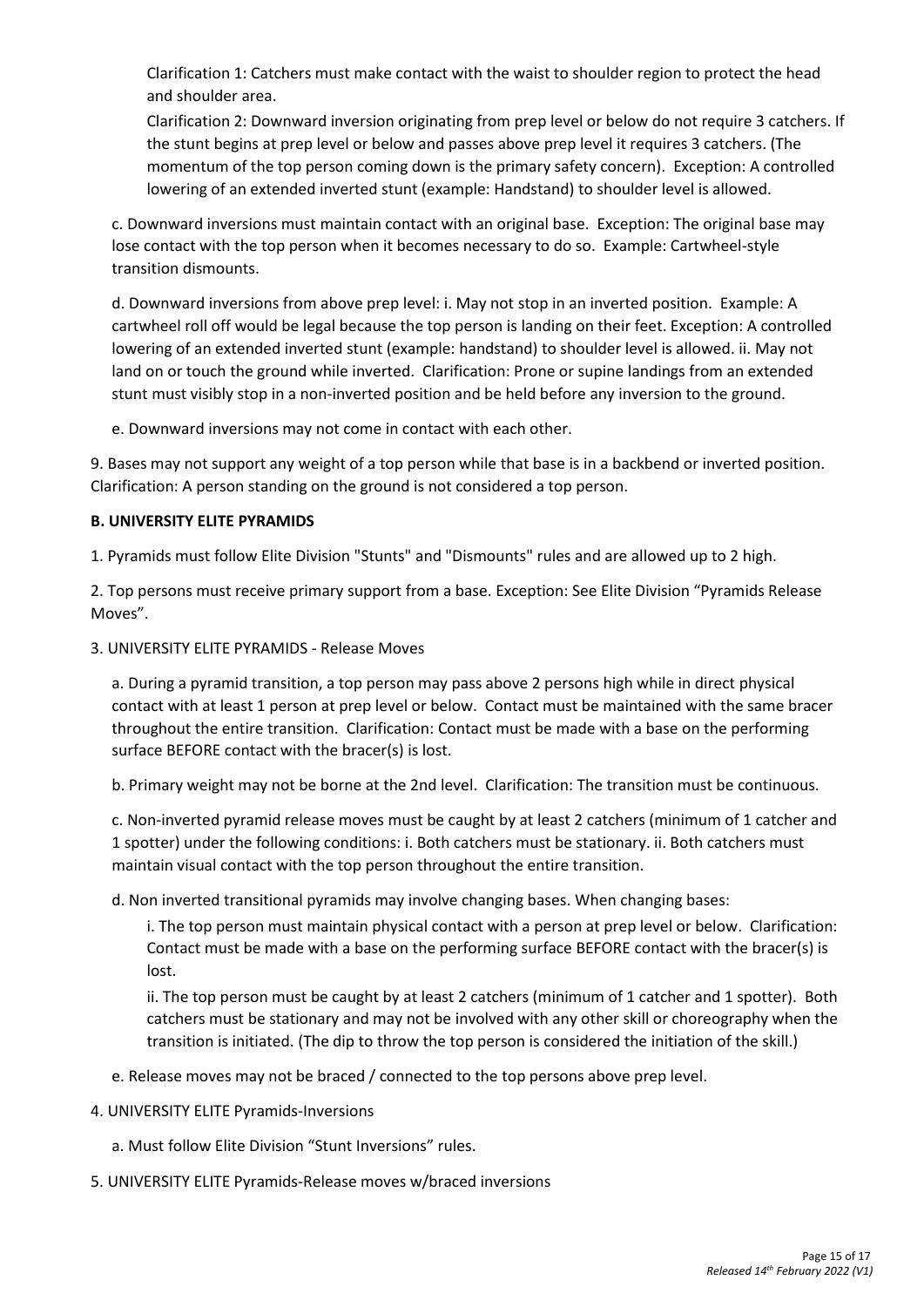Clarification 1: Catchers must make contact with the waist to shoulder region to protect the head and shoulder area.

Clarification 2: Downward inversion originating from prep level or below do not require 3 catchers. If the stunt begins at prep level or below and passes above prep level it requires 3 catchers. (The momentum of the top person coming down is the primary safety concern). Exception: A controlled lowering of an extended inverted stunt (example: Handstand) to shoulder level is allowed.

c. Downward inversions must maintain contact with an original base. Exception: The original base may lose contact with the top person when it becomes necessary to do so. Example: Cartwheel-style transition dismounts.

d. Downward inversions from above prep level: i. May not stop in an inverted position. Example: A cartwheel roll off would be legal because the top person is landing on their feet. Exception: A controlled lowering of an extended inverted stunt (example: handstand) to shoulder level is allowed. ii. May not land on or touch the ground while inverted. Clarification: Prone or supine landings from an extended stunt must visibly stop in a non-inverted position and be held before any inversion to the ground.

e. Downward inversions may not come in contact with each other.

9. Bases may not support any weight of a top person while that base is in a backbend or inverted position. Clarification: A person standing on the ground is not considered a top person.

**B. UNIVERSITY ELITE PYRAMIDS**

1. Pyramids must follow Elite Division "Stunts" and "Dismounts" rules and are allowed up to 2 high.

2. Top persons must receive primary support from a base. Exception: See Elite Division "Pyramids Release Moves".

3. UNIVERSITY ELITE PYRAMIDS - Release Moves

a. During a pyramid transition, a top person may pass above 2 persons high while in direct physical contact with at least 1 person at prep level or below. Contact must be maintained with the same bracer throughout the entire transition. Clarification: Contact must be made with a base on the performing surface BEFORE contact with the bracer(s) is lost.

b. Primary weight may not be borne at the 2nd level. Clarification: The transition must be continuous.

c. Non-inverted pyramid release moves must be caught by at least 2 catchers (minimum of 1 catcher and 1 spotter) under the following conditions: i. Both catchers must be stationary. ii. Both catchers must maintain visual contact with the top person throughout the entire transition.

d. Non inverted transitional pyramids may involve changing bases. When changing bases:

i. The top person must maintain physical contact with a person at prep level or below. Clarification: Contact must be made with a base on the performing surface BEFORE contact with the bracer(s) is lost.

ii. The top person must be caught by at least 2 catchers (minimum of 1 catcher and 1 spotter). Both catchers must be stationary and may not be involved with any other skill or choreography when the transition is initiated. (The dip to throw the top person is considered the initiation of the skill.)

e. Release moves may not be braced / connected to the top persons above prep level.

4. UNIVERSITY ELITE Pyramids-Inversions

a. Must follow Elite Division "Stunt Inversions" rules.

5. UNIVERSITY ELITE Pyramids-Release moves w/braced inversions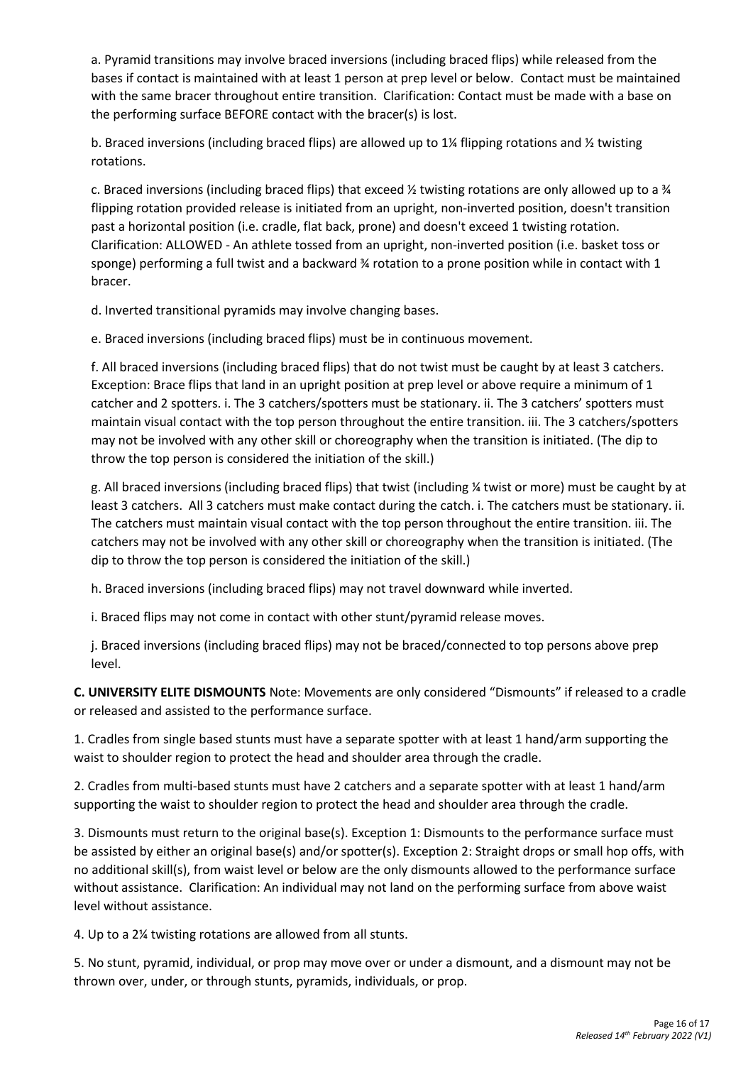a. Pyramid transitions may involve braced inversions (including braced flips) while released from the bases if contact is maintained with at least 1 person at prep level or below. Contact must be maintained with the same bracer throughout entire transition. Clarification: Contact must be made with a base on the performing surface BEFORE contact with the bracer(s) is lost.

b. Braced inversions (including braced flips) are allowed up to 1¼ flipping rotations and ½ twisting rotations.

c. Braced inversions (including braced flips) that exceed ½ twisting rotations are only allowed up to a ¾ flipping rotation provided release is initiated from an upright, non-inverted position, doesn't transition past a horizontal position (i.e. cradle, flat back, prone) and doesn't exceed 1 twisting rotation. Clarification: ALLOWED - An athlete tossed from an upright, non-inverted position (i.e. basket toss or sponge) performing a full twist and a backward ¾ rotation to a prone position while in contact with 1 bracer.

d. Inverted transitional pyramids may involve changing bases.

e. Braced inversions (including braced flips) must be in continuous movement.

f. All braced inversions (including braced flips) that do not twist must be caught by at least 3 catchers. Exception: Brace flips that land in an upright position at prep level or above require a minimum of 1 catcher and 2 spotters. i. The 3 catchers/spotters must be stationary. ii. The 3 catchers' spotters must maintain visual contact with the top person throughout the entire transition. iii. The 3 catchers/spotters may not be involved with any other skill or choreography when the transition is initiated. (The dip to throw the top person is considered the initiation of the skill.)

g. All braced inversions (including braced flips) that twist (including ¼ twist or more) must be caught by at least 3 catchers. All 3 catchers must make contact during the catch. i. The catchers must be stationary. ii. The catchers must maintain visual contact with the top person throughout the entire transition. iii. The catchers may not be involved with any other skill or choreography when the transition is initiated. (The dip to throw the top person is considered the initiation of the skill.)

h. Braced inversions (including braced flips) may not travel downward while inverted.

i. Braced flips may not come in contact with other stunt/pyramid release moves.

j. Braced inversions (including braced flips) may not be braced/connected to top persons above prep level.

**C. UNIVERSITY ELITE DISMOUNTS** Note: Movements are only considered "Dismounts" if released to a cradle or released and assisted to the performance surface.

1. Cradles from single based stunts must have a separate spotter with at least 1 hand/arm supporting the waist to shoulder region to protect the head and shoulder area through the cradle.

2. Cradles from multi-based stunts must have 2 catchers and a separate spotter with at least 1 hand/arm supporting the waist to shoulder region to protect the head and shoulder area through the cradle.

3. Dismounts must return to the original base(s). Exception 1: Dismounts to the performance surface must be assisted by either an original base(s) and/or spotter(s). Exception 2: Straight drops or small hop offs, with no additional skill(s), from waist level or below are the only dismounts allowed to the performance surface without assistance. Clarification: An individual may not land on the performing surface from above waist level without assistance.

4. Up to a 2¼ twisting rotations are allowed from all stunts.

5. No stunt, pyramid, individual, or prop may move over or under a dismount, and a dismount may not be thrown over, under, or through stunts, pyramids, individuals, or prop.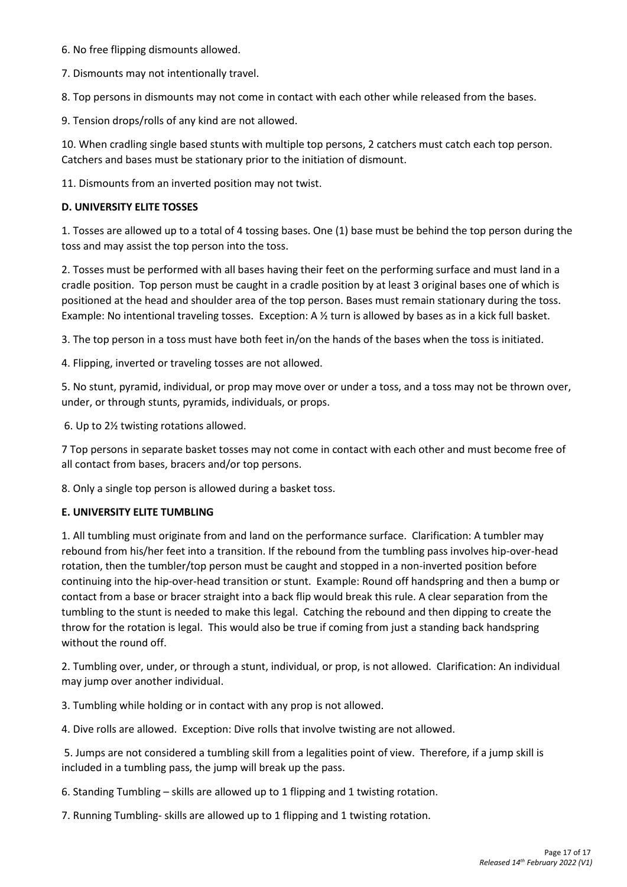6. No free flipping dismounts allowed.

7. Dismounts may not intentionally travel.

8. Top persons in dismounts may not come in contact with each other while released from the bases.

9. Tension drops/rolls of any kind are not allowed.

10. When cradling single based stunts with multiple top persons, 2 catchers must catch each top person. Catchers and bases must be stationary prior to the initiation of dismount.

11. Dismounts from an inverted position may not twist.

**D. UNIVERSITY ELITE TOSSES**

1. Tosses are allowed up to a total of 4 tossing bases. One (1) base must be behind the top person during the toss and may assist the top person into the toss.

2. Tosses must be performed with all bases having their feet on the performing surface and must land in a cradle position. Top person must be caught in a cradle position by at least 3 original bases one of which is positioned at the head and shoulder area of the top person. Bases must remain stationary during the toss. Example: No intentional traveling tosses. Exception: A ½ turn is allowed by bases as in a kick full basket.

3. The top person in a toss must have both feet in/on the hands of the bases when the toss is initiated.

4. Flipping, inverted or traveling tosses are not allowed.

5. No stunt, pyramid, individual, or prop may move over or under a toss, and a toss may not be thrown over, under, or through stunts, pyramids, individuals, or props.

6. Up to 2½ twisting rotations allowed.

7 Top persons in separate basket tosses may not come in contact with each other and must become free of all contact from bases, bracers and/or top persons.

8. Only a single top person is allowed during a basket toss.

**E. UNIVERSITY ELITE TUMBLING**

1. All tumbling must originate from and land on the performance surface. Clarification: A tumbler may rebound from his/her feet into a transition. If the rebound from the tumbling pass involves hip-over-head rotation, then the tumbler/top person must be caught and stopped in a non-inverted position before continuing into the hip-over-head transition or stunt. Example: Round off handspring and then a bump or contact from a base or bracer straight into a back flip would break this rule. A clear separation from the tumbling to the stunt is needed to make this legal. Catching the rebound and then dipping to create the throw for the rotation is legal. This would also be true if coming from just a standing back handspring without the round off.

2. Tumbling over, under, or through a stunt, individual, or prop, is not allowed. Clarification: An individual may jump over another individual.

3. Tumbling while holding or in contact with any prop is not allowed.

4. Dive rolls are allowed. Exception: Dive rolls that involve twisting are not allowed.

5. Jumps are not considered a tumbling skill from a legalities point of view. Therefore, if a jump skill is included in a tumbling pass, the jump will break up the pass.

6. Standing Tumbling – skills are allowed up to 1 flipping and 1 twisting rotation.

7. Running Tumbling- skills are allowed up to 1 flipping and 1 twisting rotation.